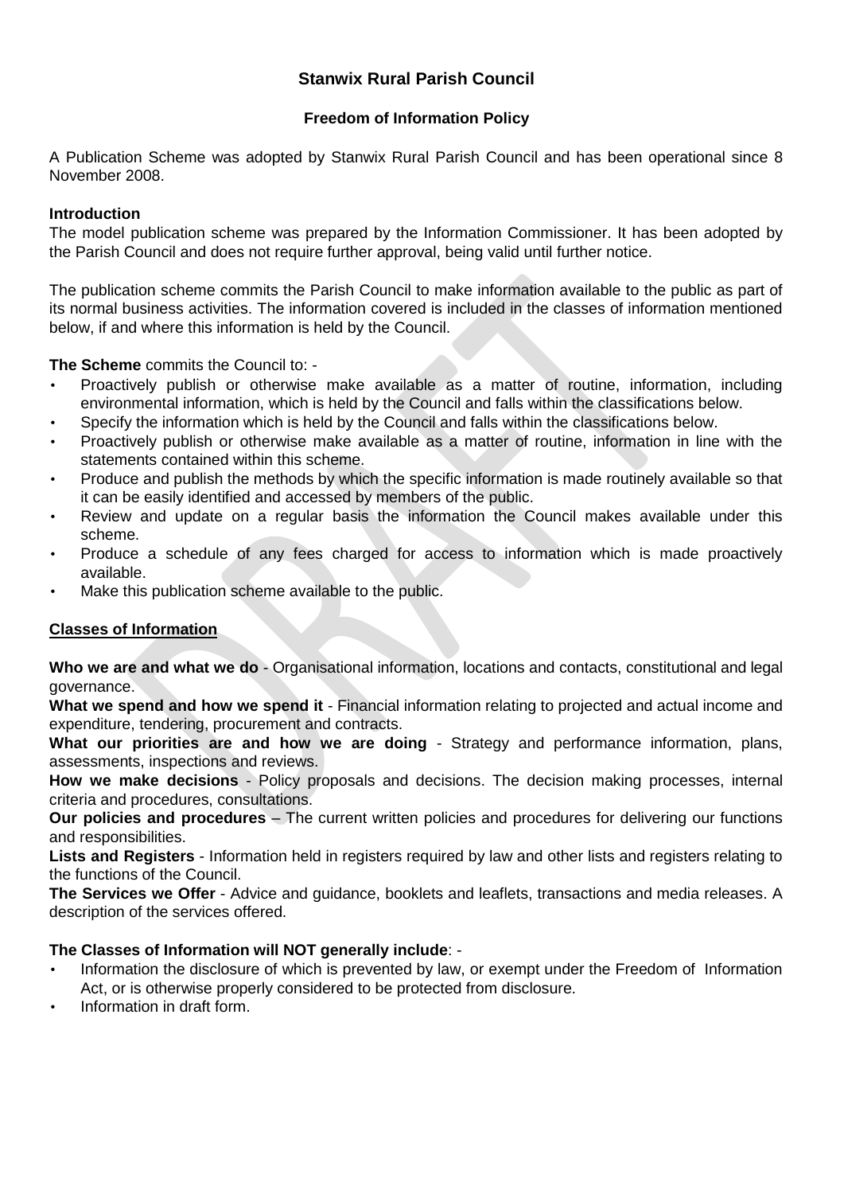# Stanwix Rural Parish Council

## Freedom of Information Policy

A Publication Scheme was adopted by Stanwix Rural Parish Council and has been operational since 8 November 2008.

**Introduction**

The model publication scheme was prepared by the Information Commissioner. It has been adopted by the Parish Council and does not require further approval, being valid until further notice.

The publication scheme commits the Parish Council to make information available to the public as part of its normal business activities. The information covered is included in the classes of information mentioned below, if and where this information is held by the Council.

**The Scheme** commits the Council to: -

- Proactively publish or otherwise make available as a matter of routine, information, including environmental information, which is held by the Council and falls within the classifications below.
- Specify the information which is held by the Council and falls within the classifications below.
- Proactively publish or otherwise make available as a matter of routine, information in line with the statements contained within this scheme.
- Produce and publish the methods by which the specific information is made routinely available so that it can be easily identified and accessed by members of the public.
- Review and update on a regular basis the information the Council makes available under this scheme.
- Produce a schedule of any fees charged for access to information which is made proactively available.
- Make this publication scheme available to the public.

**Classes of Information**

**Who we are and what we do** - Organisational information, locations and contacts, constitutional and legal governance.

**What we spend and how we spend it** - Financial information relating to projected and actual income and expenditure, tendering, procurement and contracts.

**What our priorities are and how we are doing** - Strategy and performance information, plans, assessments, inspections and reviews.

**How we make decisions** - Policy proposals and decisions. The decision making processes, internal criteria and procedures, consultations.

**Our policies and procedures** – The current written policies and procedures for delivering our functions and responsibilities.

**Lists and Registers** - Information held in registers required by law and other lists and registers relating to the functions of the Council.

**The Services we Offer** - Advice and guidance, booklets and leaflets, transactions and media releases. A description of the services offered.

**The Classes of Information will NOT generally include**: -

- Information the disclosure of which is prevented by law, or exempt under the Freedom of Information Act, or is otherwise properly considered to be protected from disclosure.
- Information in draft form.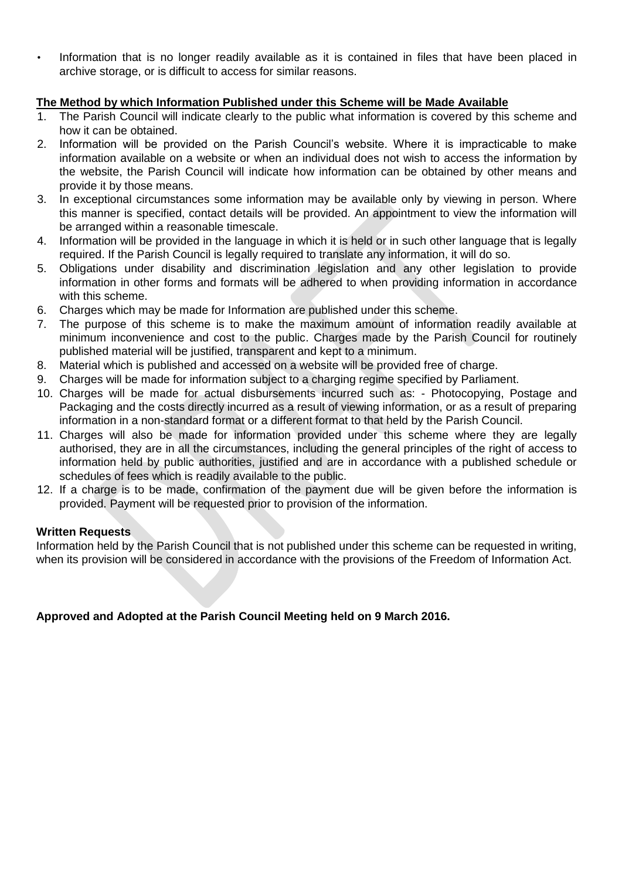- Information that is no longer readily available as it is contained in files that have been placed in archive storage, or is difficult to access for similar reasons.

**The Method by which Information Published under this Scheme will be Made Available**

1. The Parish Council will indicate clearly to the public what information is covered by this scheme and how it can be obtained.
2. Information will be provided on the Parish Council's website. Where it is impracticable to make information available on a website or when an individual does not wish to access the information by the website, the Parish Council will indicate how information can be obtained by other means and provide it by those means.
3. In exceptional circumstances some information may be available only by viewing in person. Where this manner is specified, contact details will be provided. An appointment to view the information will be arranged within a reasonable timescale.
4. Information will be provided in the language in which it is held or in such other language that is legally required. If the Parish Council is legally required to translate any information, it will do so.
5. Obligations under disability and discrimination legislation and any other legislation to provide information in other forms and formats will be adhered to when providing information in accordance with this scheme.
6. Charges which may be made for Information are published under this scheme.
7. The purpose of this scheme is to make the maximum amount of information readily available at minimum inconvenience and cost to the public. Charges made by the Parish Council for routinely published material will be justified, transparent and kept to a minimum.
8. Material which is published and accessed on a website will be provided free of charge.
9. Charges will be made for information subject to a charging regime specified by Parliament.
10. Charges will be made for actual disbursements incurred such as: - Photocopying, Postage and Packaging and the costs directly incurred as a result of viewing information, or as a result of preparing information in a non-standard format or a different format to that held by the Parish Council.
11. Charges will also be made for information provided under this scheme where they are legally authorised, they are in all the circumstances, including the general principles of the right of access to information held by public authorities, justified and are in accordance with a published schedule or schedules of fees which is readily available to the public.
12. If a charge is to be made, confirmation of the payment due will be given before the information is provided. Payment will be requested prior to provision of the information.

**Written Requests**

Information held by the Parish Council that is not published under this scheme can be requested in writing, when its provision will be considered in accordance with the provisions of the Freedom of Information Act.

**Approved and Adopted at the Parish Council Meeting held on 9 March 2016.**